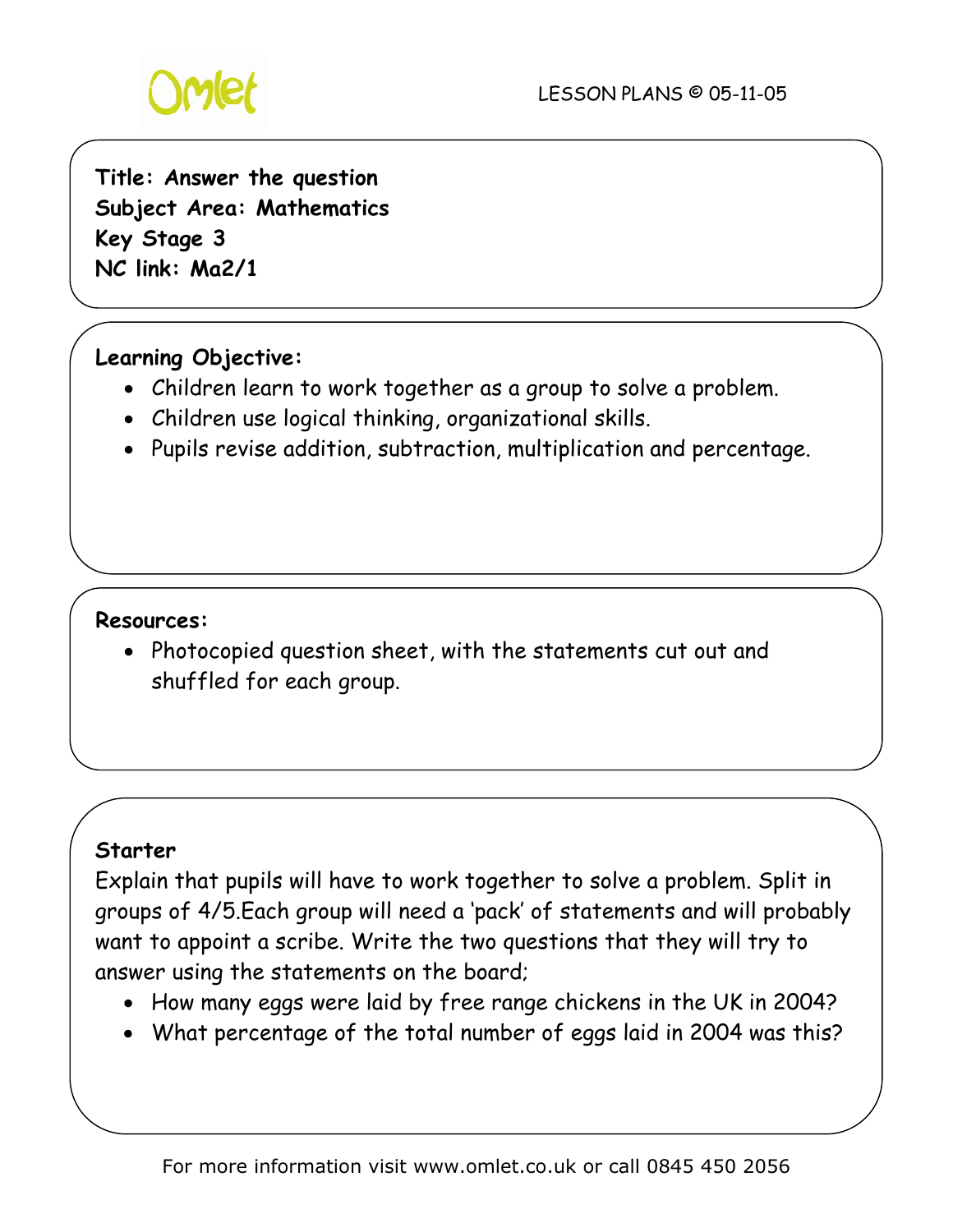Omlet

LESSON PLANS © 05-11-05

**Title: Answer the question**
**Subject Area: Mathematics**
**Key Stage 3**
**NC link: Ma2/1**

**Learning Objective:**

- Children learn to work together as a group to solve a problem.
- Children use logical thinking, organizational skills.
- Pupils revise addition, subtraction, multiplication and percentage.

**Resources:**

- Photocopied question sheet, with the statements cut out and shuffled for each group.

**Starter**

Explain that pupils will have to work together to solve a problem. Split in groups of 4/5.Each group will need a 'pack' of statements and will probably want to appoint a scribe. Write the two questions that they will try to answer using the statements on the board;

- How many eggs were laid by free range chickens in the UK in 2004?
- What percentage of the total number of eggs laid in 2004 was this?

For more information visit www.omlet.co.uk or call 0845 450 2056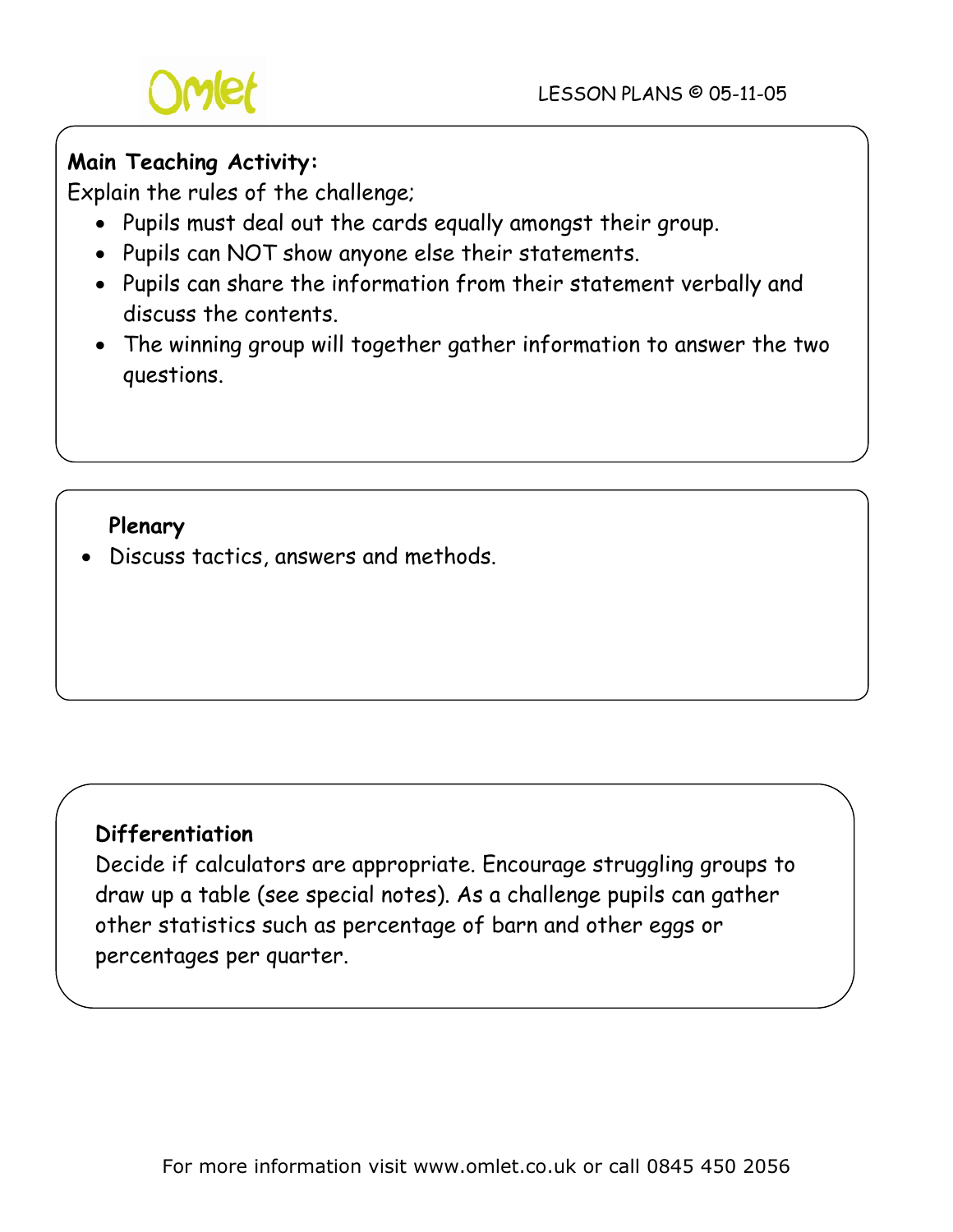**Main Teaching Activity:**

Explain the rules of the challenge;

- Pupils must deal out the cards equally amongst their group.
- Pupils can NOT show anyone else their statements.
- Pupils can share the information from their statement verbally and discuss the contents.
- The winning group will together gather information to answer the two questions.

**Plenary**

- Discuss tactics, answers and methods.

**Differentiation**

Decide if calculators are appropriate. Encourage struggling groups to draw up a table (see special notes). As a challenge pupils can gather other statistics such as percentage of barn and other eggs or percentages per quarter.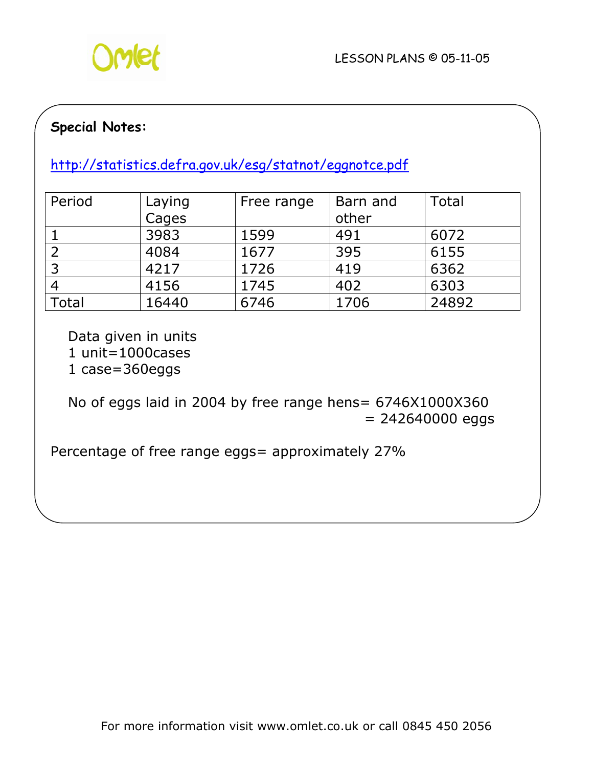**Special Notes:**

http://statistics.defra.gov.uk/esg/statnot/eggnotce.pdf

| Period | Laying Cages | Free range | Barn and other | Total |
|---|---|---|---|---|
| 1 | 3983 | 1599 | 491 | 6072 |
| 2 | 4084 | 1677 | 395 | 6155 |
| 3 | 4217 | 1726 | 419 | 6362 |
| 4 | 4156 | 1745 | 402 | 6303 |
| Total | 16440 | 6746 | 1706 | 24892 |

Data given in units
1 unit=1000cases
1 case=360eggs

No of eggs laid in 2004 by free range hens= 6746X1000X360
= 242640000 eggs

Percentage of free range eggs= approximately 27%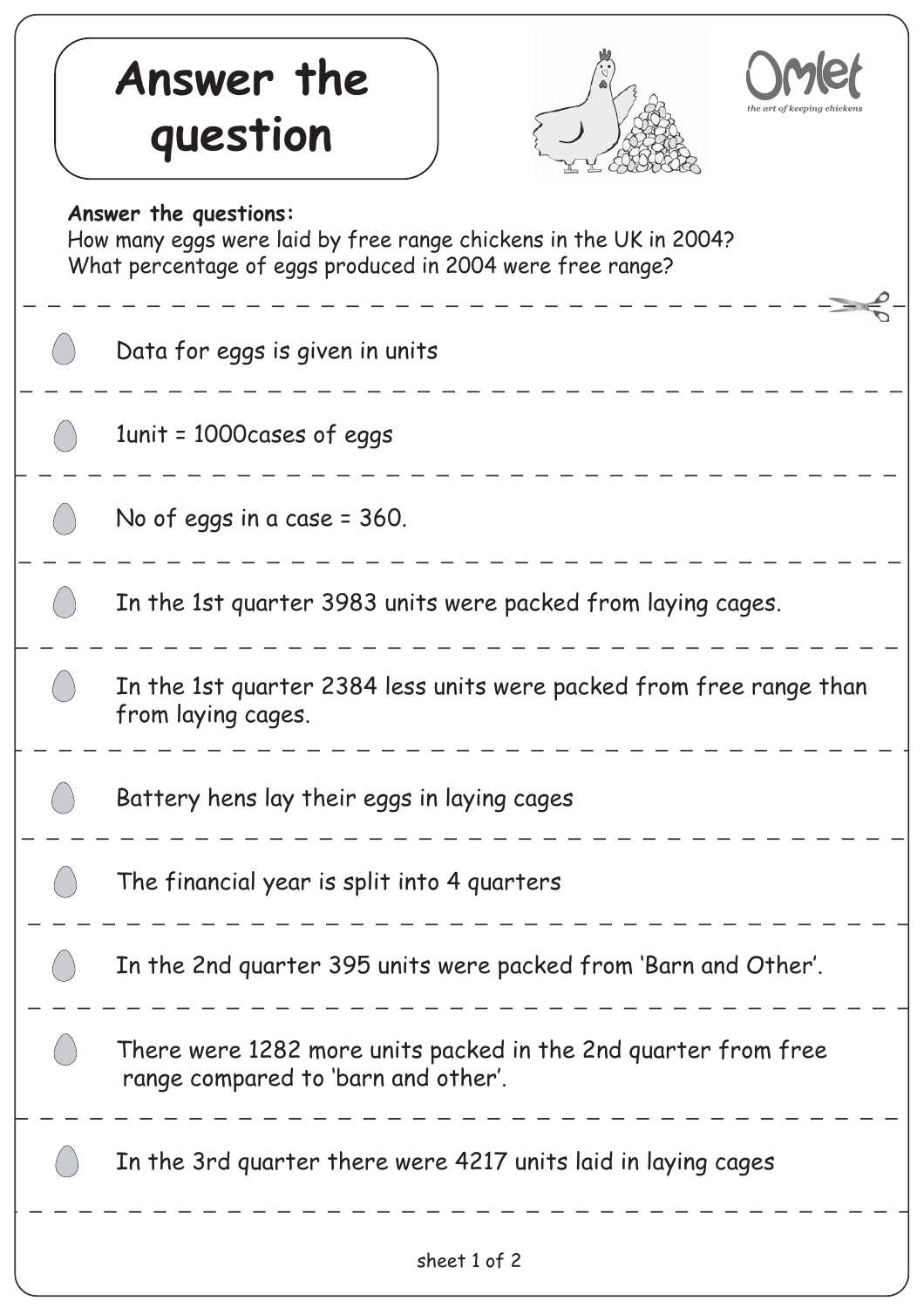# Answer the question

**Answer the questions:**
How many eggs were laid by free range chickens in the UK in 2004?
What percentage of eggs produced in 2004 were free range?

---

- Data for eggs is given in units

---

- 1unit = 1000cases of eggs

---

- No of eggs in a case = 360.

---

- In the 1st quarter 3983 units were packed from laying cages.

---

- In the 1st quarter 2384 less units were packed from free range than from laying cages.

---

- Battery hens lay their eggs in laying cages

---

- The financial year is split into 4 quarters

---

- In the 2nd quarter 395 units were packed from 'Barn and Other'.

---

- There were 1282 more units packed in the 2nd quarter from free range compared to 'barn and other'.

---

- In the 3rd quarter there were 4217 units laid in laying cages

---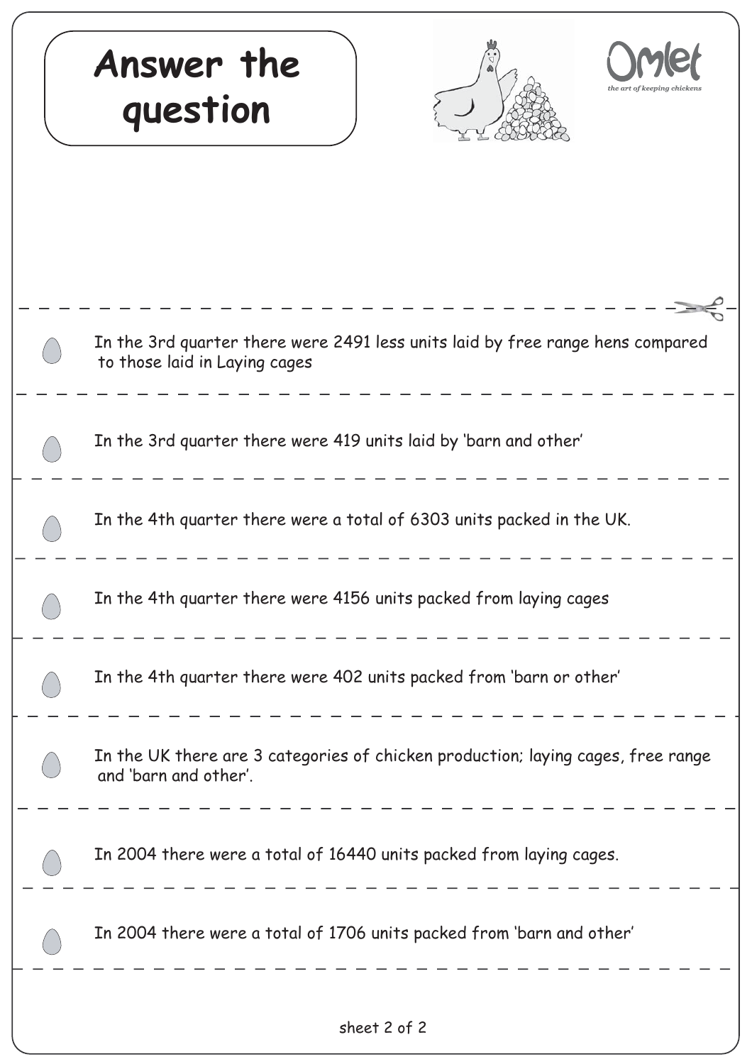# Answer the question

In the 3rd quarter there were 2491 less units laid by free range hens compared to those laid in Laying cages

In the 3rd quarter there were 419 units laid by 'barn and other'

In the 4th quarter there were a total of 6303 units packed in the UK.

In the 4th quarter there were 4156 units packed from laying cages

In the 4th quarter there were 402 units packed from 'barn or other'

In the UK there are 3 categories of chicken production; laying cages, free range and 'barn and other'.

In 2004 there were a total of 16440 units packed from laying cages.

In 2004 there were a total of 1706 units packed from 'barn and other'